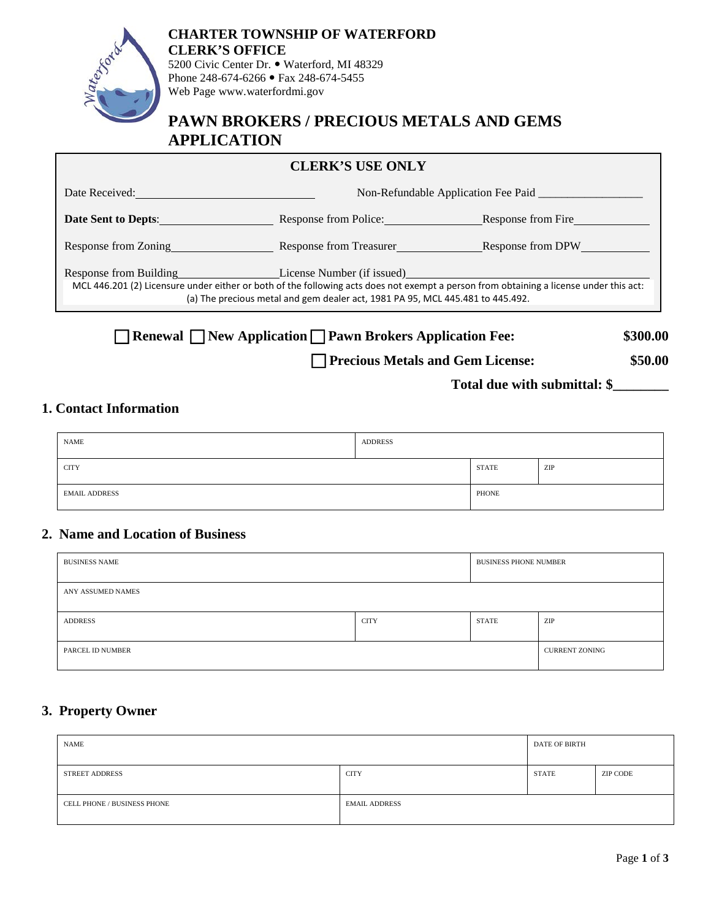# CHARTER TOWNSHIP OF WATERFORD
## CLERK'S OFFICE

5200 Civic Center Dr. • Waterford, MI 48329
Phone 248-674-6266 • Fax 248-674-5455
Web Page www.waterfordmi.gov

# PAWN BROKERS / PRECIOUS METALS AND GEMS APPLICATION

**CLERK'S USE ONLY**

Date Received:______________________________ Non-Refundable Application Fee Paid _________________

**Date Sent to Depts**:___________________ Response from Police:________________ Response from Fire_____________

Response from Zoning_________________ Response from Treasurer______________ Response from DPW___________

Response from Building_________________ License Number (if issued)_______________________________________

MCL 446.201 (2) Licensure under either or both of the following acts does not exempt a person from obtaining a license under this act: (a) The precious metal and gem dealer act, 1981 PA 95, MCL 445.481 to 445.492.

☐ **Renewal** ☐ **New Application** ☐ **Pawn Brokers Application Fee:** **$300.00**

☐ **Precious Metals and Gem License:** **$50.00**

**Total due with submittal: $________**

## 1. Contact Information

| NAME | ADDRESS | | |
|---|---|---|---|
| CITY | | STATE | ZIP |
| EMAIL ADDRESS | | PHONE | |

## 2. Name and Location of Business

| BUSINESS NAME | | BUSINESS PHONE NUMBER | |
|---|---|---|---|
| ANY ASSUMED NAMES | | | |
| ADDRESS | CITY | STATE | ZIP |
| PARCEL ID NUMBER | | | CURRENT ZONING |

## 3. Property Owner

| NAME | | DATE OF BIRTH | |
|---|---|---|---|
| STREET ADDRESS | CITY | STATE | ZIP CODE |
| CELL PHONE / BUSINESS PHONE | EMAIL ADDRESS | | |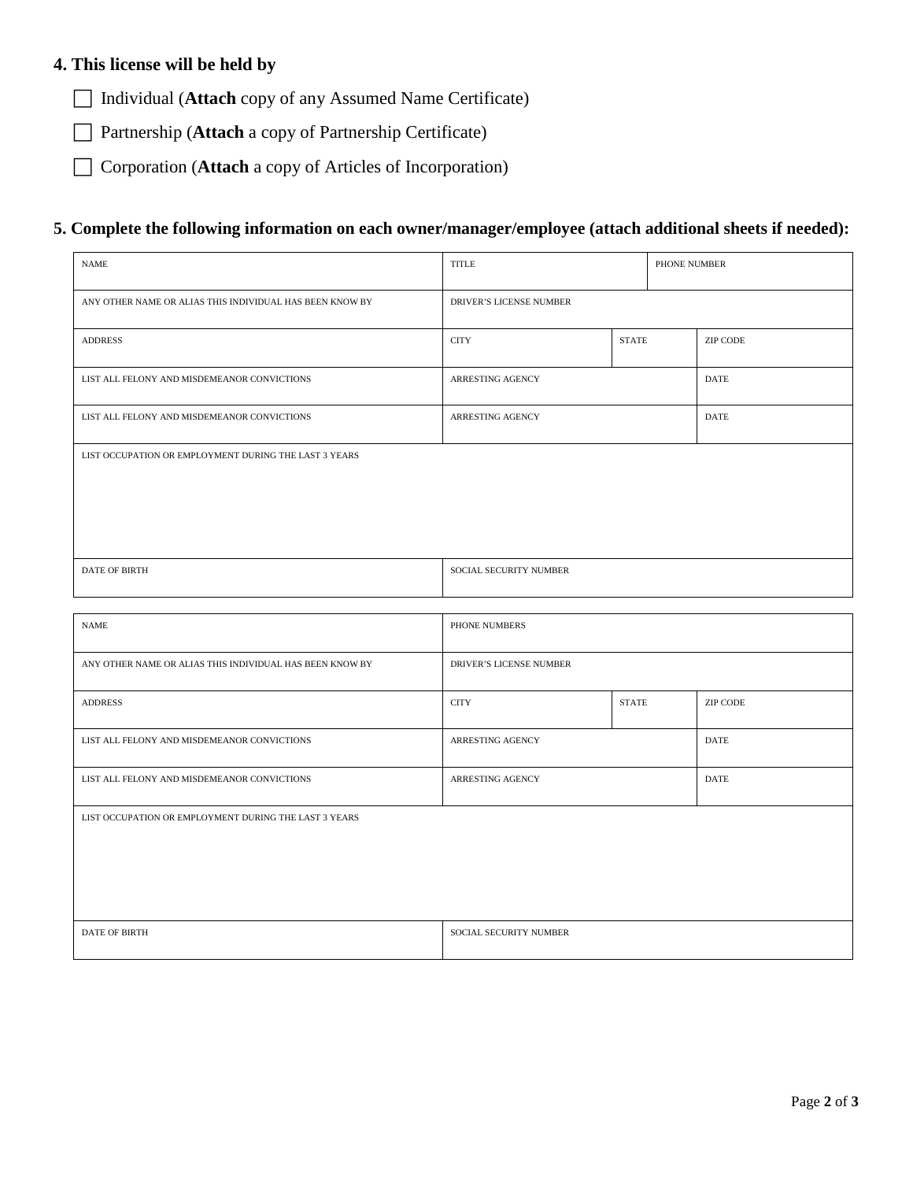### 4. This license will be held by

- ☐ Individual (**Attach** copy of any Assumed Name Certificate)
- ☐ Partnership (**Attach** a copy of Partnership Certificate)
- ☐ Corporation (**Attach** a copy of Articles of Incorporation)

### 5. Complete the following information on each owner/manager/employee (attach additional sheets if needed):

| NAME | TITLE | | PHONE NUMBER |
|---|---|---|---|
| ANY OTHER NAME OR ALIAS THIS INDIVIDUAL HAS BEEN KNOW BY | DRIVER'S LICENSE NUMBER | | |
| ADDRESS | CITY | STATE | ZIP CODE |
| LIST ALL FELONY AND MISDEMEANOR CONVICTIONS | ARRESTING AGENCY | | DATE |
| LIST ALL FELONY AND MISDEMEANOR CONVICTIONS | ARRESTING AGENCY | | DATE |
| LIST OCCUPATION OR EMPLOYMENT DURING THE LAST 3 YEARS | | | |
| DATE OF BIRTH | SOCIAL SECURITY NUMBER | | |

| NAME | PHONE NUMBERS | | |
|---|---|---|---|
| ANY OTHER NAME OR ALIAS THIS INDIVIDUAL HAS BEEN KNOW BY | DRIVER'S LICENSE NUMBER | | |
| ADDRESS | CITY | STATE | ZIP CODE |
| LIST ALL FELONY AND MISDEMEANOR CONVICTIONS | ARRESTING AGENCY | | DATE |
| LIST ALL FELONY AND MISDEMEANOR CONVICTIONS | ARRESTING AGENCY | | DATE |
| LIST OCCUPATION OR EMPLOYMENT DURING THE LAST 3 YEARS | | | |
| DATE OF BIRTH | SOCIAL SECURITY NUMBER | | |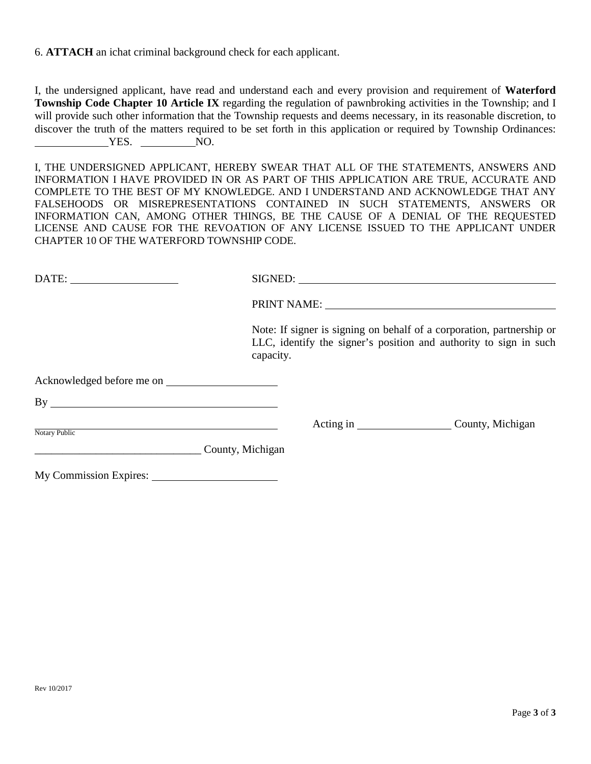6. **ATTACH** an ichat criminal background check for each applicant.

I, the undersigned applicant, have read and understand each and every provision and requirement of **Waterford Township Code Chapter 10 Article IX** regarding the regulation of pawnbroking activities in the Township; and I will provide such other information that the Township requests and deems necessary, in its reasonable discretion, to discover the truth of the matters required to be set forth in this application or required by Township Ordinances: \_\_\_\_\_\_\_\_\_\_\_\_\_YES. \_\_\_\_\_\_\_\_\_\_NO.

I, THE UNDERSIGNED APPLICANT, HEREBY SWEAR THAT ALL OF THE STATEMENTS, ANSWERS AND INFORMATION I HAVE PROVIDED IN OR AS PART OF THIS APPLICATION ARE TRUE, ACCURATE AND COMPLETE TO THE BEST OF MY KNOWLEDGE. AND I UNDERSTAND AND ACKNOWLEDGE THAT ANY FALSEHOODS OR MISREPRESENTATIONS CONTAINED IN SUCH STATEMENTS, ANSWERS OR INFORMATION CAN, AMONG OTHER THINGS, BE THE CAUSE OF A DENIAL OF THE REQUESTED LICENSE AND CAUSE FOR THE REVOATION OF ANY LICENSE ISSUED TO THE APPLICANT UNDER CHAPTER 10 OF THE WATERFORD TOWNSHIP CODE.

DATE: \_\_\_\_\_\_\_\_\_\_\_\_\_\_\_\_\_\_\_

SIGNED: \_\_\_\_\_\_\_\_\_\_\_\_\_\_\_\_\_\_\_\_\_\_\_\_\_\_\_\_\_\_\_\_\_\_\_\_\_\_\_\_\_\_\_\_

PRINT NAME: \_\_\_\_\_\_\_\_\_\_\_\_\_\_\_\_\_\_\_\_\_\_\_\_\_\_\_\_\_\_\_\_\_\_\_\_\_\_\_\_

Note: If signer is signing on behalf of a corporation, partnership or LLC, identify the signer's position and authority to sign in such capacity.

Acknowledged before me on \_\_\_\_\_\_\_\_\_\_\_\_\_\_\_\_\_\_\_\_

By \_\_\_\_\_\_\_\_\_\_\_\_\_\_\_\_\_\_\_\_\_\_\_\_\_\_\_\_\_\_\_\_\_\_\_\_\_\_\_\_\_

\_\_\_\_\_\_\_\_\_\_\_\_\_\_\_\_\_\_\_\_\_\_\_\_\_\_\_\_\_\_\_\_\_\_\_\_\_\_\_\_\_\_\_\_\_
Notary Public

Acting in \_\_\_\_\_\_\_\_\_\_\_\_\_\_\_\_\_ County, Michigan

\_\_\_\_\_\_\_\_\_\_\_\_\_\_\_\_\_\_\_\_\_\_\_\_\_\_\_\_\_\_ County, Michigan

My Commission Expires: \_\_\_\_\_\_\_\_\_\_\_\_\_\_\_\_\_\_\_\_\_\_

Rev 10/2017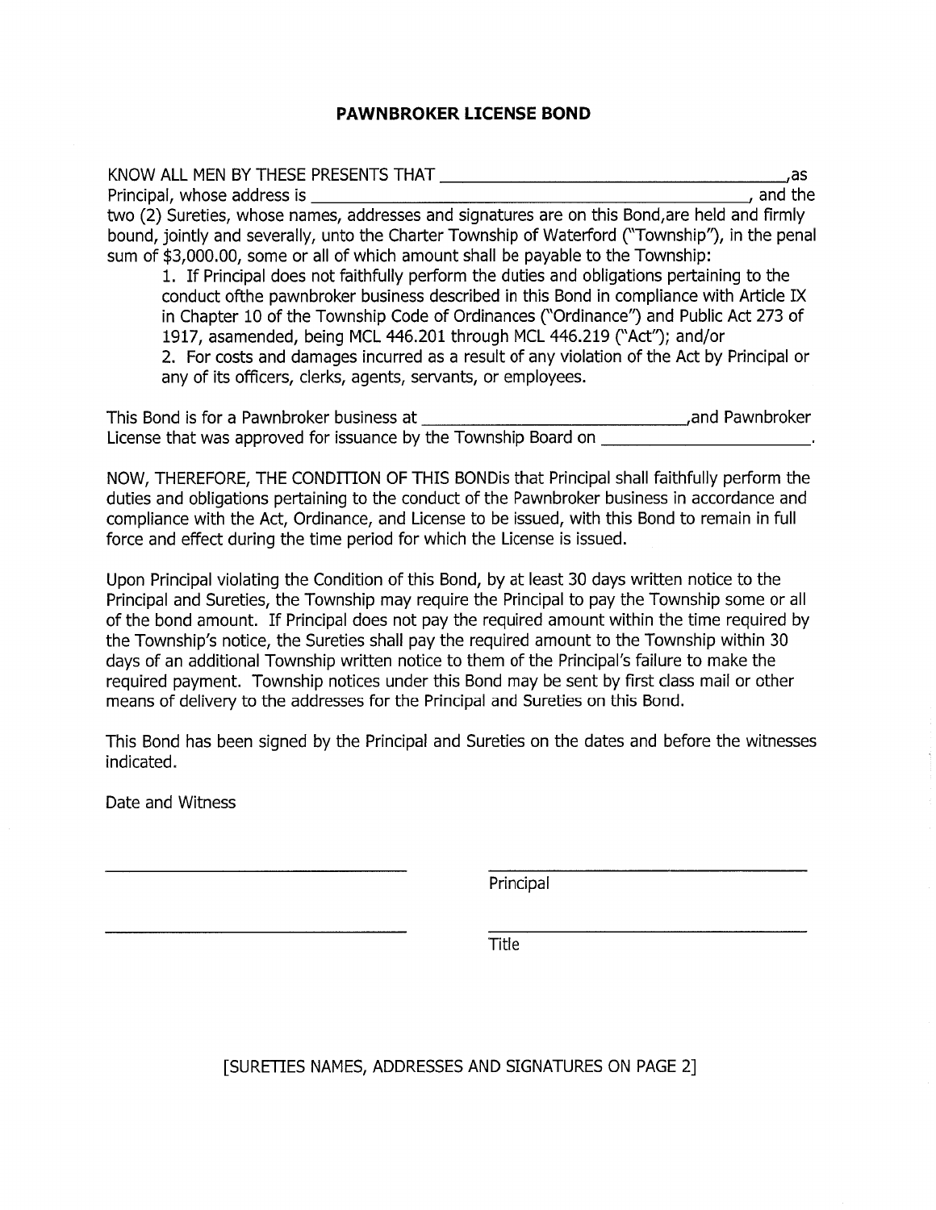# PAWNBROKER LICENSE BOND

KNOW ALL MEN BY THESE PRESENTS THAT ________________________________________, as Principal, whose address is ________________________________________________________, and the two (2) Sureties, whose names, addresses and signatures are on this Bond,are held and firmly bound, jointly and severally, unto the Charter Township of Waterford ("Township"), in the penal sum of $3,000.00, some or all of which amount shall be payable to the Township:

1. If Principal does not faithfully perform the duties and obligations pertaining to the conduct ofthe pawnbroker business described in this Bond in compliance with Article IX in Chapter 10 of the Township Code of Ordinances ("Ordinance") and Public Act 273 of 1917, asamended, being MCL 446.201 through MCL 446.219 ("Act"); and/or
2. For costs and damages incurred as a result of any violation of the Act by Principal or any of its officers, clerks, agents, servants, or employees.

This Bond is for a Pawnbroker business at ______________________________,and Pawnbroker License that was approved for issuance by the Township Board on ________________________.

NOW, THEREFORE, THE CONDITION OF THIS BONDis that Principal shall faithfully perform the duties and obligations pertaining to the conduct of the Pawnbroker business in accordance and compliance with the Act, Ordinance, and License to be issued, with this Bond to remain in full force and effect during the time period for which the License is issued.

Upon Principal violating the Condition of this Bond, by at least 30 days written notice to the Principal and Sureties, the Township may require the Principal to pay the Township some or all of the bond amount. If Principal does not pay the required amount within the time required by the Township's notice, the Sureties shall pay the required amount to the Township within 30 days of an additional Township written notice to them of the Principal's failure to make the required payment. Township notices under this Bond may be sent by first class mail or other means of delivery to the addresses for the Principal and Sureties on this Bond.

This Bond has been signed by the Principal and Sureties on the dates and before the witnesses indicated.

Date and Witness

____________________________________ ____________________________________
Principal

____________________________________ ____________________________________
Title

[SURETIES NAMES, ADDRESSES AND SIGNATURES ON PAGE 2]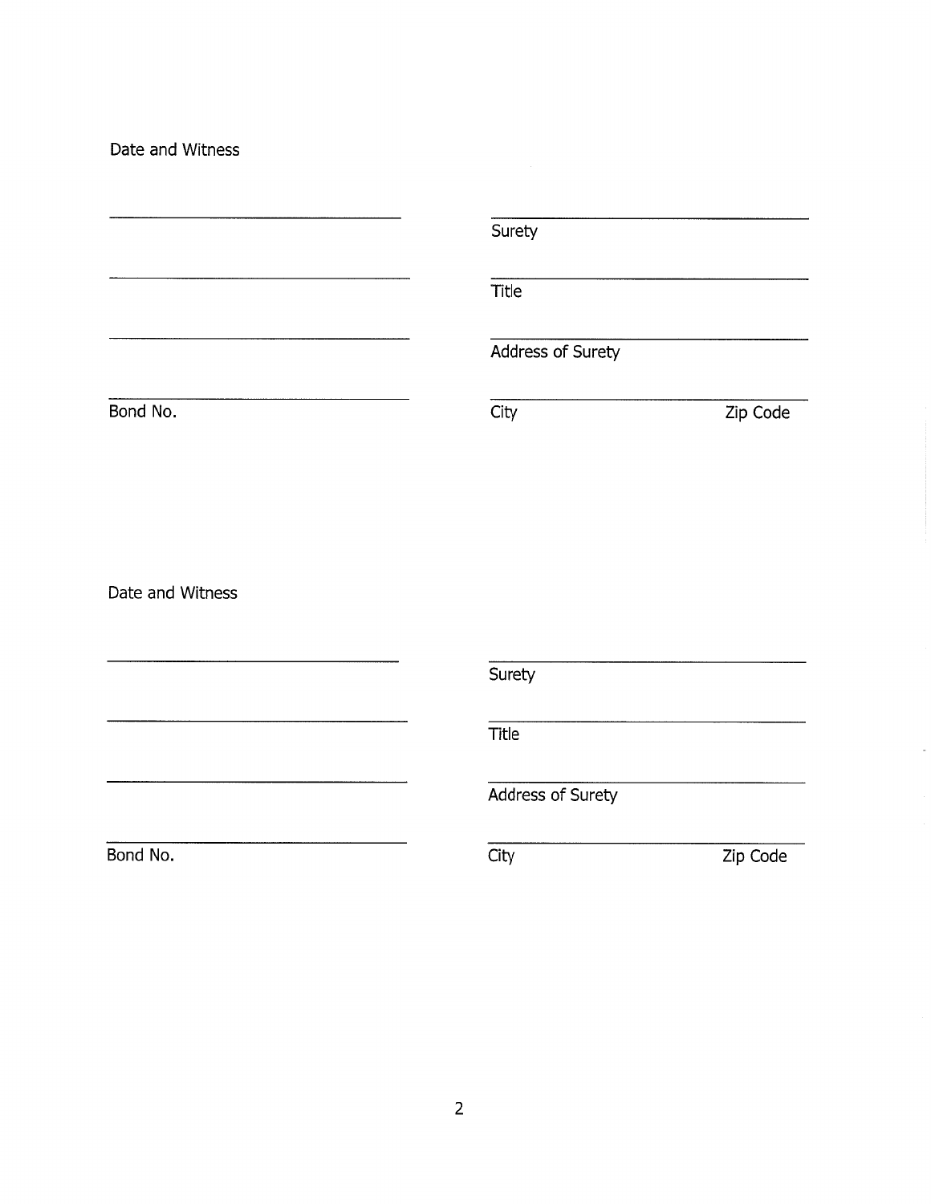Date and Witness

| | |
|---|---|
| ______________________________ | ______________________________ |
| | Surety |
| ______________________________ | ______________________________ |
| | Title |
| ______________________________ | ______________________________ |
| | Address of Surety |
| ______________________________ | ______________________________ |
| Bond No. | City          Zip Code |

Date and Witness

| | |
|---|---|
| ______________________________ | ______________________________ |
| | Surety |
| ______________________________ | ______________________________ |
| | Title |
| ______________________________ | ______________________________ |
| | Address of Surety |
| ______________________________ | ______________________________ |
| Bond No. | City          Zip Code |